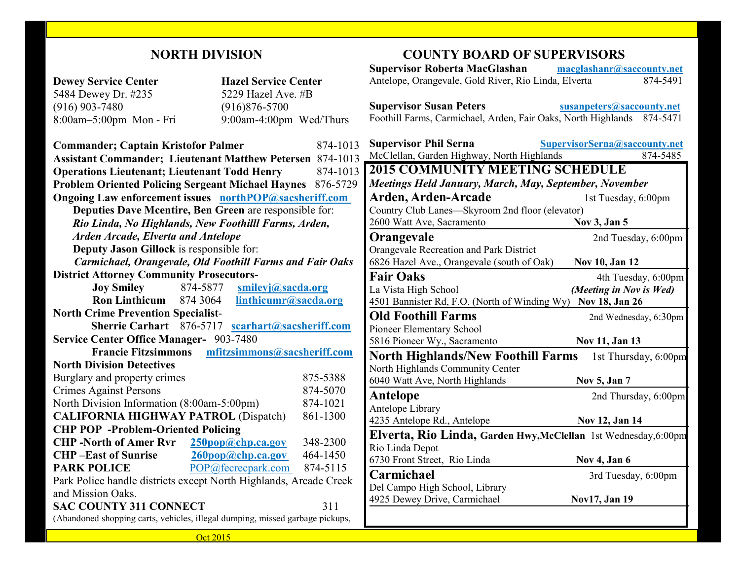## NORTH DIVISION

**Dewey Service Center**
5484 Dewey Dr. #235
(916) 903-7480
8:00am–5:00pm Mon - Fri

**Hazel Service Center**
5229 Hazel Ave. #B
(916)876-5700
9:00am-4:00pm Wed/Thurs

**Commander; Captain Kristofor Palmer** 874-1013
**Assistant Commander; Lieutenant Matthew Petersen** 874-1013
**Operations Lieutenant; Lieutenant Todd Henry** 874-1013
**Problem Oriented Policing Sergeant Michael Haynes** 876-5729
**Ongoing Law enforcement issues** northPOP@sacsheriff.com

**Deputies Dave Mcentire, Ben Green** are responsible for:
***Rio Linda, No Highlands, New Foothilll Farms, Arden, Arden Arcade, Elverta and Antelope***

**Deputy Jason Gillock** is responsible for:
***Carmichael, Orangevale, Old Foothill Farms and Fair Oaks***

**District Attorney Community Prosecutors-**
- **Joy Smiley** 874-5877 smileyj@sacda.org
- **Ron Linthicum** 874 3064 linthicumr@sacda.org

**North Crime Prevention Specialist-**
- **Sherrie Carhart** 876-5717 scarhart@sacsheriff.com

**Service Center Office Manager-** 903-7480
- **Francie Fitzsimmons** mfitzsimmons@sacsheriff.com

**North Division Detectives**

| | |
|---|---|
| Burglary and property crimes | 875-5388 |
| Crimes Against Persons | 874-5070 |
| North Division Information (8:00am-5:00pm) | 874-1021 |
| **CALIFORNIA HIGHWAY PATROL** (Dispatch) | 861-1300 |

**CHP POP -Problem-Oriented Policing**

| | | |
|---|---|---|
| **CHP -North of Amer Rvr** | 250pop@chp.ca.gov | 348-2300 |
| **CHP –East of Sunrise** | 260pop@chp.ca.gov | 464-1450 |
| **PARK POLICE** | POP@fecrecpark.com | 874-5115 |

Park Police handle districts except North Highlands, Arcade Creek and Mission Oaks.

**SAC COUNTY 311 CONNECT** 311
(Abandoned shopping carts, vehicles, illegal dumping, missed garbage pickups,

## COUNTY BOARD OF SUPERVISORS

**Supervisor Roberta MacGlashan** macglashanr@saccounty.net
Antelope, Orangevale, Gold River, Rio Linda, Elverta 874-5491

**Supervisor Susan Peters** susanpeters@saccounty.net
Foothill Farms, Carmichael, Arden, Fair Oaks, North Highlands 874-5471

**Supervisor Phil Serna** SupervisorSerna@saccounty.net
McClellan, Garden Highway, North Highlands 874-5485

## 2015 COMMUNITY MEETING SCHEDULE

***Meetings Held January, March, May, September, November***

**Arden, Arden-Arcade** — 1st Tuesday, 6:00pm
Country Club Lanes—Skyroom 2nd floor (elevator)
2600 Watt Ave, Sacramento — **Nov 3, Jan 5**

**Orangevale** — 2nd Tuesday, 6:00pm
Orangevale Recreation and Park District
6826 Hazel Ave., Orangevale (south of Oak) — **Nov 10, Jan 12**

**Fair Oaks** — 4th Tuesday, 6:00pm
La Vista High School — ***(Meeting in Nov is Wed)***
4501 Bannister Rd, F.O. (North of Winding Wy) — **Nov 18, Jan 26**

**Old Foothill Farms** — 2nd Wednesday, 6:30pm
Pioneer Elementary School
5816 Pioneer Wy., Sacramento — **Nov 11, Jan 13**

**North Highlands/New Foothill Farms** — 1st Thursday, 6:00pm
North Highlands Community Center
6040 Watt Ave, North Highlands — **Nov 5, Jan 7**

**Antelope** — 2nd Thursday, 6:00pm
Antelope Library
4235 Antelope Rd., Antelope — **Nov 12, Jan 14**

**Elverta, Rio Linda, Garden Hwy,McClellan** — 1st Wednesday,6:00pm
Rio Linda Depot
6730 Front Street, Rio Linda — **Nov 4, Jan 6**

**Carmichael** — 3rd Tuesday, 6:00pm
Del Campo High School, Library
4925 Dewey Drive, Carmichael — **Nov17, Jan 19**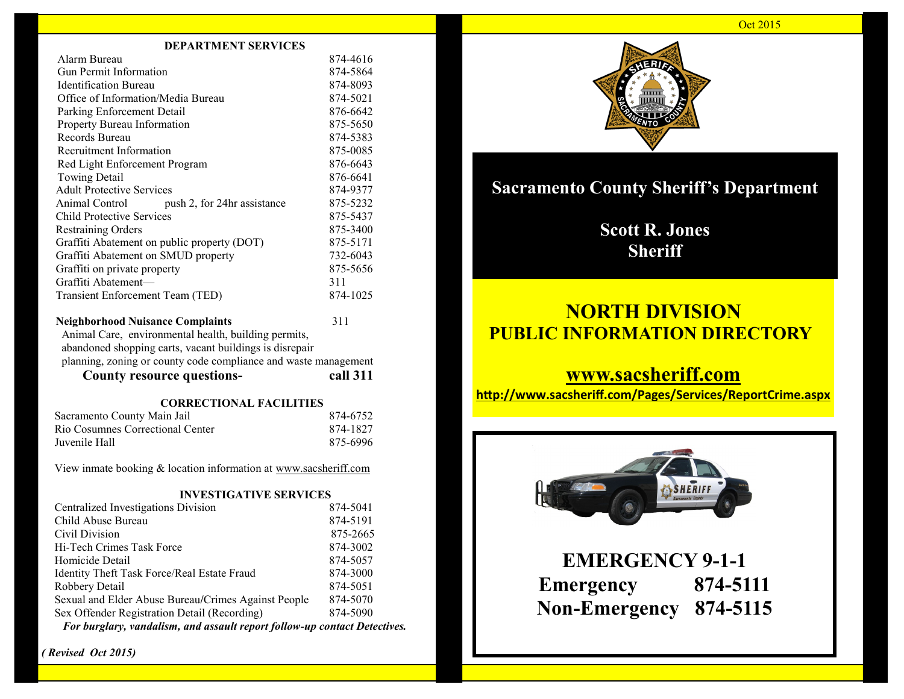## DEPARTMENT SERVICES

| | |
|---|---|
| Alarm Bureau | 874-4616 |
| Gun Permit Information | 874-5864 |
| Identification Bureau | 874-8093 |
| Office of Information/Media Bureau | 874-5021 |
| Parking Enforcement Detail | 876-6642 |
| Property Bureau Information | 875-5650 |
| Records Bureau | 874-5383 |
| Recruitment Information | 875-0085 |
| Red Light Enforcement Program | 876-6643 |
| Towing Detail | 876-6641 |
| Adult Protective Services | 874-9377 |
| Animal Control push 2, for 24hr assistance | 875-5232 |
| Child Protective Services | 875-5437 |
| Restraining Orders | 875-3400 |
| Graffiti Abatement on public property (DOT) | 875-5171 |
| Graffiti Abatement on SMUD property | 732-6043 |
| Graffiti on private property | 875-5656 |
| Graffiti Abatement— | 311 |
| Transient Enforcement Team (TED) | 874-1025 |

**Neighborhood Nuisance Complaints** 311

Animal Care, environmental health, building permits, abandoned shopping carts, vacant buildings is disrepair planning, zoning or county code compliance and waste management

**County resource questions- call 311**

## CORRECTIONAL FACILITIES

| | |
|---|---|
| Sacramento County Main Jail | 874-6752 |
| Rio Cosumnes Correctional Center | 874-1827 |
| Juvenile Hall | 875-6996 |

View inmate booking & location information at www.sacsheriff.com

## INVESTIGATIVE SERVICES

| | |
|---|---|
| Centralized Investigations Division | 874-5041 |
| Child Abuse Bureau | 874-5191 |
| Civil Division | 875-2665 |
| Hi-Tech Crimes Task Force | 874-3002 |
| Homicide Detail | 874-5057 |
| Identity Theft Task Force/Real Estate Fraud | 874-3000 |
| Robbery Detail | 874-5051 |
| Sexual and Elder Abuse Bureau/Crimes Against People | 874-5070 |
| Sex Offender Registration Detail (Recording) | 874-5090 |

***For burglary, vandalism, and assault report follow-up contact Detectives.***

***( Revised Oct 2015)***

Oct 2015

# Sacramento County Sheriff's Department

**Scott R. Jones**
**Sheriff**

# NORTH DIVISION PUBLIC INFORMATION DIRECTORY

**www.sacsheriff.com**

**http://www.sacsheriff.com/Pages/Services/ReportCrime.aspx**

**EMERGENCY 9-1-1**

**Emergency 874-5111**

**Non-Emergency 874-5115**